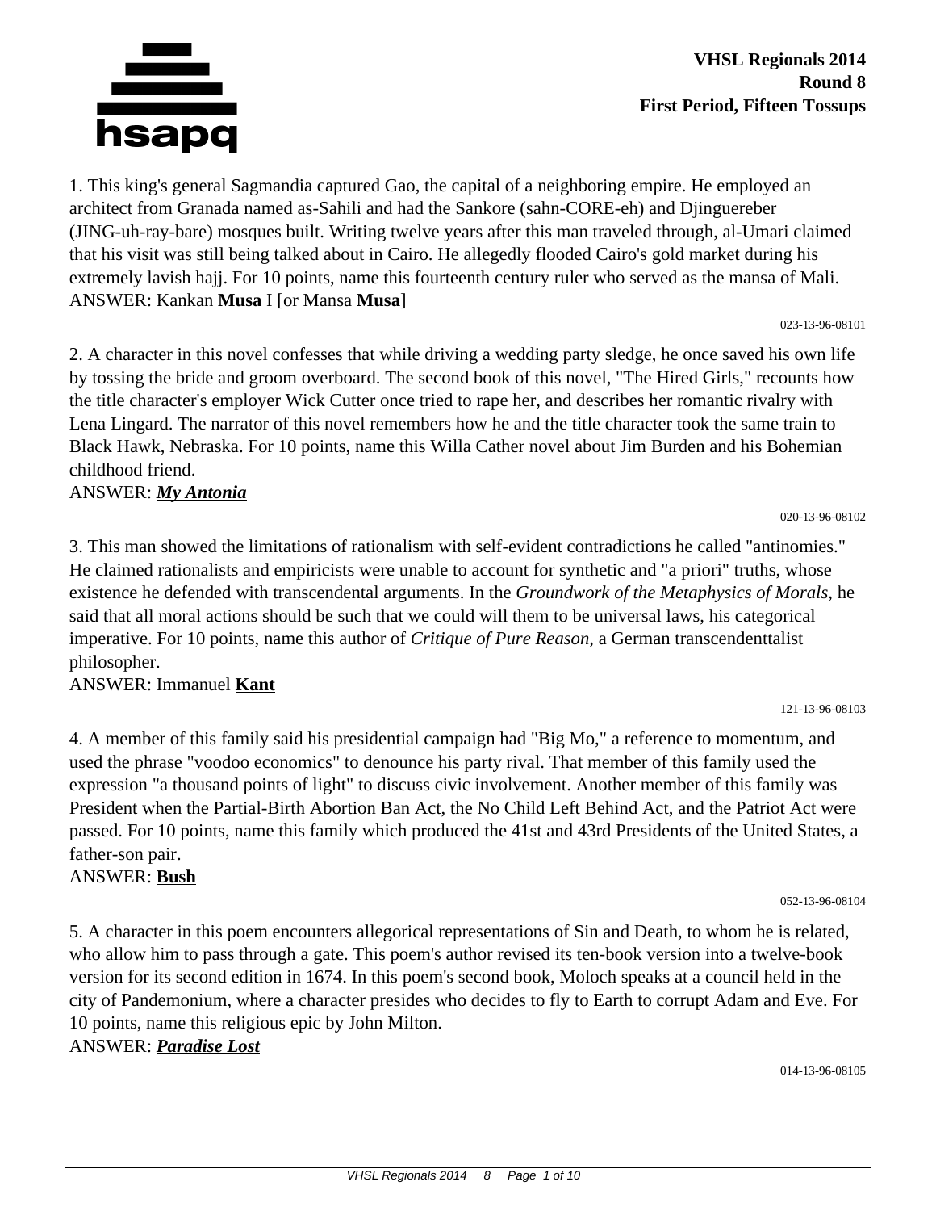**VHSL Regionals 2014**
**Round 8**
**First Period, Fifteen Tossups**

1. This king's general Sagmandia captured Gao, the capital of a neighboring empire. He employed an architect from Granada named as-Sahili and had the Sankore (sahn-CORE-eh) and Djinguereber (JING-uh-ray-bare) mosques built. Writing twelve years after this man traveled through, al-Umari claimed that his visit was still being talked about in Cairo. He allegedly flooded Cairo's gold market during his extremely lavish hajj. For 10 points, name this fourteenth century ruler who served as the mansa of Mali.
ANSWER: Kankan **Musa** I [or Mansa **Musa**]

023-13-96-08101

2. A character in this novel confesses that while driving a wedding party sledge, he once saved his own life by tossing the bride and groom overboard. The second book of this novel, "The Hired Girls," recounts how the title character's employer Wick Cutter once tried to rape her, and describes her romantic rivalry with Lena Lingard. The narrator of this novel remembers how he and the title character took the same train to Black Hawk, Nebraska. For 10 points, name this Willa Cather novel about Jim Burden and his Bohemian childhood friend.
ANSWER: ***My Antonia***

020-13-96-08102

3. This man showed the limitations of rationalism with self-evident contradictions he called "antinomies." He claimed rationalists and empiricists were unable to account for synthetic and "a priori" truths, whose existence he defended with transcendental arguments. In the *Groundwork of the Metaphysics of Morals,* he said that all moral actions should be such that we could will them to be universal laws, his categorical imperative. For 10 points, name this author of *Critique of Pure Reason,* a German transcendenttalist philosopher.
ANSWER: Immanuel **Kant**

121-13-96-08103

4. A member of this family said his presidential campaign had "Big Mo," a reference to momentum, and used the phrase "voodoo economics" to denounce his party rival. That member of this family used the expression "a thousand points of light" to discuss civic involvement. Another member of this family was President when the Partial-Birth Abortion Ban Act, the No Child Left Behind Act, and the Patriot Act were passed. For 10 points, name this family which produced the 41st and 43rd Presidents of the United States, a father-son pair.
ANSWER: **Bush**

052-13-96-08104

5. A character in this poem encounters allegorical representations of Sin and Death, to whom he is related, who allow him to pass through a gate. This poem's author revised its ten-book version into a twelve-book version for its second edition in 1674. In this poem's second book, Moloch speaks at a council held in the city of Pandemonium, where a character presides who decides to fly to Earth to corrupt Adam and Eve. For 10 points, name this religious epic by John Milton.
ANSWER: ***Paradise Lost***

014-13-96-08105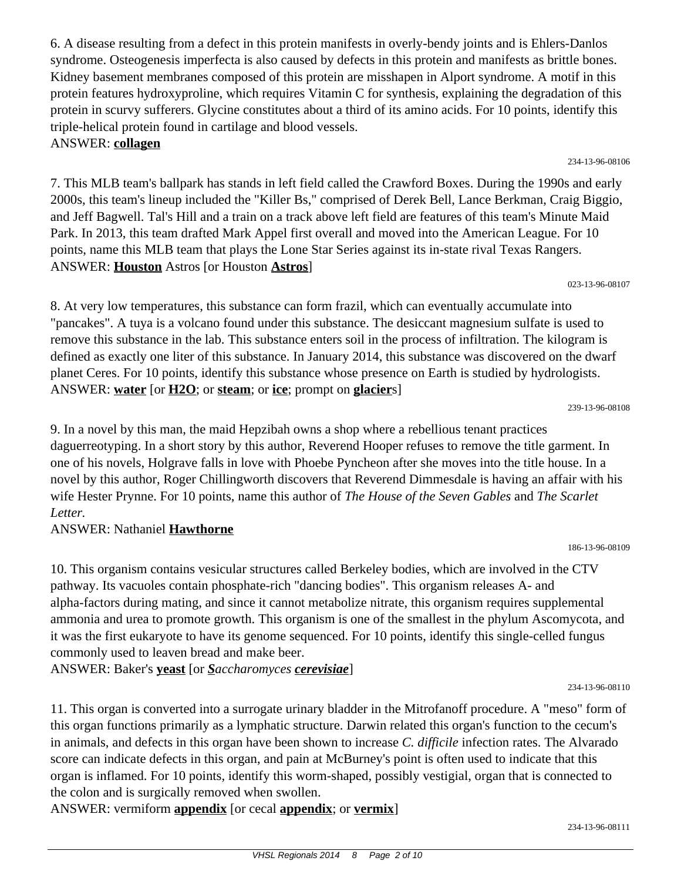6. A disease resulting from a defect in this protein manifests in overly-bendy joints and is Ehlers-Danlos syndrome. Osteogenesis imperfecta is also caused by defects in this protein and manifests as brittle bones. Kidney basement membranes composed of this protein are misshapen in Alport syndrome. A motif in this protein features hydroxyproline, which requires Vitamin C for synthesis, explaining the degradation of this protein in scurvy sufferers. Glycine constitutes about a third of its amino acids. For 10 points, identify this triple-helical protein found in cartilage and blood vessels.
ANSWER: **collagen**

234-13-96-08106

7. This MLB team's ballpark has stands in left field called the Crawford Boxes. During the 1990s and early 2000s, this team's lineup included the "Killer Bs," comprised of Derek Bell, Lance Berkman, Craig Biggio, and Jeff Bagwell. Tal's Hill and a train on a track above left field are features of this team's Minute Maid Park. In 2013, this team drafted Mark Appel first overall and moved into the American League. For 10 points, name this MLB team that plays the Lone Star Series against its in-state rival Texas Rangers.
ANSWER: **Houston** Astros [or Houston **Astros**]

023-13-96-08107

8. At very low temperatures, this substance can form frazil, which can eventually accumulate into "pancakes". A tuya is a volcano found under this substance. The desiccant magnesium sulfate is used to remove this substance in the lab. This substance enters soil in the process of infiltration. The kilogram is defined as exactly one liter of this substance. In January 2014, this substance was discovered on the dwarf planet Ceres. For 10 points, identify this substance whose presence on Earth is studied by hydrologists.
ANSWER: **water** [or **H2O**; or **steam**; or **ice**; prompt on **glacier**s]

239-13-96-08108

9. In a novel by this man, the maid Hepzibah owns a shop where a rebellious tenant practices daguerreotyping. In a short story by this author, Reverend Hooper refuses to remove the title garment. In one of his novels, Holgrave falls in love with Phoebe Pyncheon after she moves into the title house. In a novel by this author, Roger Chillingworth discovers that Reverend Dimmesdale is having an affair with his wife Hester Prynne. For 10 points, name this author of *The House of the Seven Gables* and *The Scarlet Letter.*
ANSWER: Nathaniel **Hawthorne**

186-13-96-08109

10. This organism contains vesicular structures called Berkeley bodies, which are involved in the CTV pathway. Its vacuoles contain phosphate-rich "dancing bodies". This organism releases A- and alpha-factors during mating, and since it cannot metabolize nitrate, this organism requires supplemental ammonia and urea to promote growth. This organism is one of the smallest in the phylum Ascomycota, and it was the first eukaryote to have its genome sequenced. For 10 points, identify this single-celled fungus commonly used to leaven bread and make beer.
ANSWER: Baker's **yeast** [or ***S****accharomyces* ***cerevisiae***]

234-13-96-08110

11. This organ is converted into a surrogate urinary bladder in the Mitrofanoff procedure. A "meso" form of this organ functions primarily as a lymphatic structure. Darwin related this organ's function to the cecum's in animals, and defects in this organ have been shown to increase *C. difficile* infection rates. The Alvarado score can indicate defects in this organ, and pain at McBurney's point is often used to indicate that this organ is inflamed. For 10 points, identify this worm-shaped, possibly vestigial, organ that is connected to the colon and is surgically removed when swollen.
ANSWER: vermiform **appendix** [or cecal **appendix**; or **vermix**]

234-13-96-08111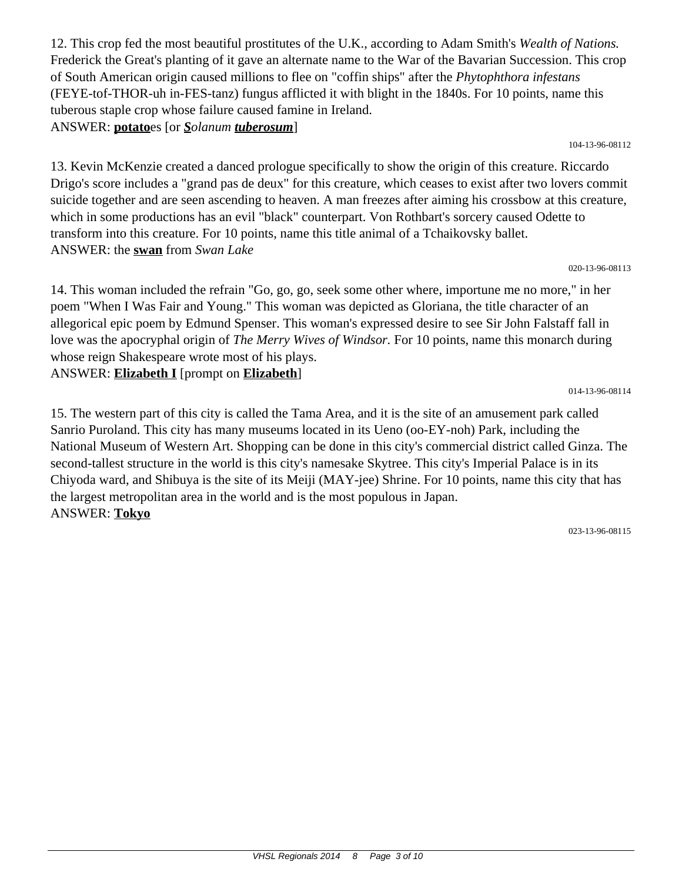12. This crop fed the most beautiful prostitutes of the U.K., according to Adam Smith's *Wealth of Nations.* Frederick the Great's planting of it gave an alternate name to the War of the Bavarian Succession. This crop of South American origin caused millions to flee on "coffin ships" after the *Phytophthora infestans* (FEYE-tof-THOR-uh in-FES-tanz) fungus afflicted it with blight in the 1840s. For 10 points, name this tuberous staple crop whose failure caused famine in Ireland.

ANSWER: **potato**es [or ***S****olanum* ***tuberosum***]

104-13-96-08112

13. Kevin McKenzie created a danced prologue specifically to show the origin of this creature. Riccardo Drigo's score includes a "grand pas de deux" for this creature, which ceases to exist after two lovers commit suicide together and are seen ascending to heaven. A man freezes after aiming his crossbow at this creature, which in some productions has an evil "black" counterpart. Von Rothbart's sorcery caused Odette to transform into this creature. For 10 points, name this title animal of a Tchaikovsky ballet.

ANSWER: the **swan** from *Swan Lake*

020-13-96-08113

14. This woman included the refrain "Go, go, go, seek some other where, importune me no more," in her poem "When I Was Fair and Young." This woman was depicted as Gloriana, the title character of an allegorical epic poem by Edmund Spenser. This woman's expressed desire to see Sir John Falstaff fall in love was the apocryphal origin of *The Merry Wives of Windsor.* For 10 points, name this monarch during whose reign Shakespeare wrote most of his plays.

ANSWER: **Elizabeth I** [prompt on **Elizabeth**]

014-13-96-08114

15. The western part of this city is called the Tama Area, and it is the site of an amusement park called Sanrio Puroland. This city has many museums located in its Ueno (oo-EY-noh) Park, including the National Museum of Western Art. Shopping can be done in this city's commercial district called Ginza. The second-tallest structure in the world is this city's namesake Skytree. This city's Imperial Palace is in its Chiyoda ward, and Shibuya is the site of its Meiji (MAY-jee) Shrine. For 10 points, name this city that has the largest metropolitan area in the world and is the most populous in Japan.

ANSWER: **Tokyo**

023-13-96-08115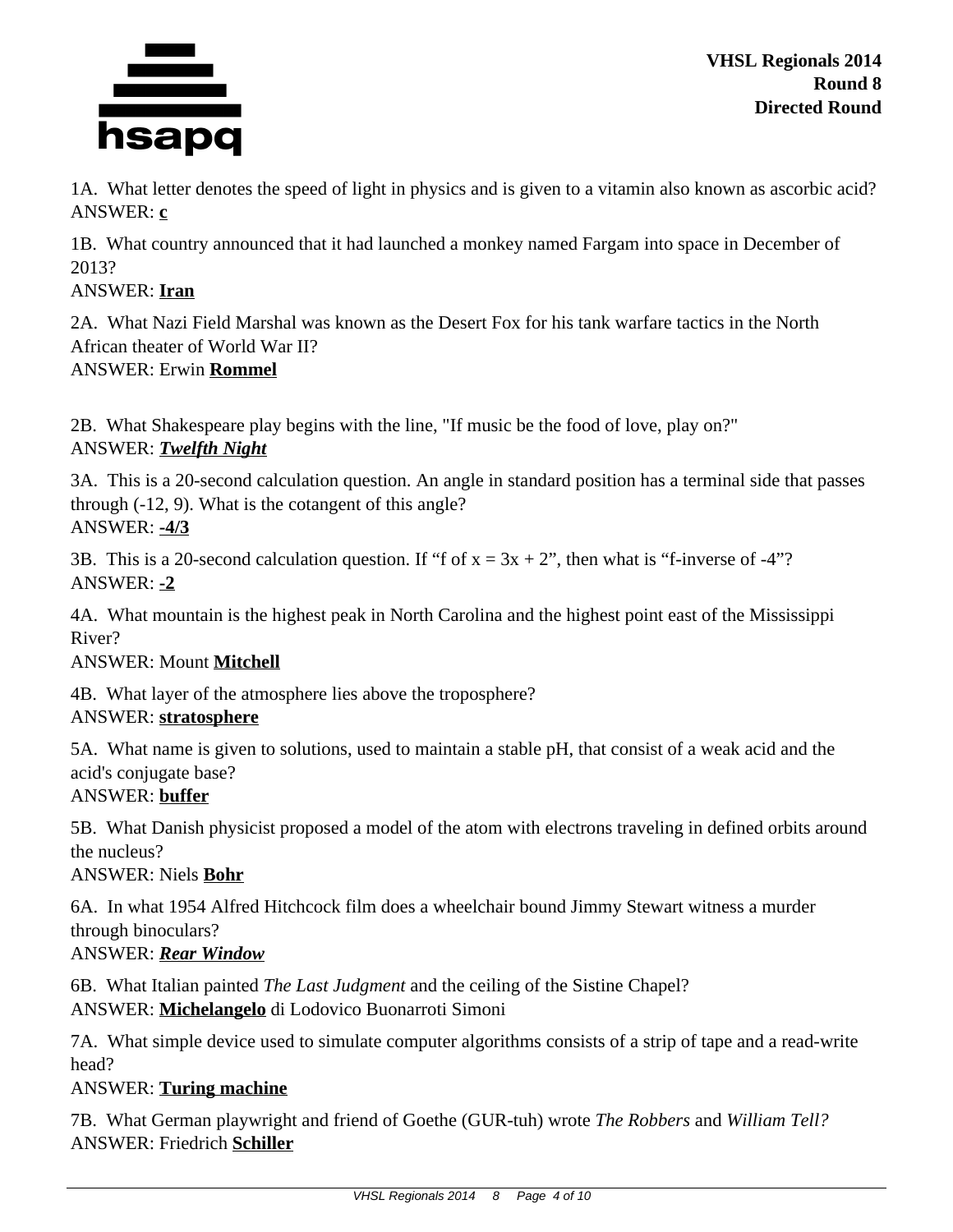**VHSL Regionals 2014**
**Round 8**
**Directed Round**

1A. What letter denotes the speed of light in physics and is given to a vitamin also known as ascorbic acid?
ANSWER: **c**

1B. What country announced that it had launched a monkey named Fargam into space in December of 2013?
ANSWER: **Iran**

2A. What Nazi Field Marshal was known as the Desert Fox for his tank warfare tactics in the North African theater of World War II?
ANSWER: Erwin **Rommel**

2B. What Shakespeare play begins with the line, "If music be the food of love, play on?"
ANSWER: ***Twelfth Night***

3A. This is a 20-second calculation question. An angle in standard position has a terminal side that passes through (-12, 9). What is the cotangent of this angle?
ANSWER: **-4/3**

3B. This is a 20-second calculation question. If "f of x = 3x + 2", then what is "f-inverse of -4"?
ANSWER: **-2**

4A. What mountain is the highest peak in North Carolina and the highest point east of the Mississippi River?
ANSWER: Mount **Mitchell**

4B. What layer of the atmosphere lies above the troposphere?
ANSWER: **stratosphere**

5A. What name is given to solutions, used to maintain a stable pH, that consist of a weak acid and the acid's conjugate base?
ANSWER: **buffer**

5B. What Danish physicist proposed a model of the atom with electrons traveling in defined orbits around the nucleus?
ANSWER: Niels **Bohr**

6A. In what 1954 Alfred Hitchcock film does a wheelchair bound Jimmy Stewart witness a murder through binoculars?
ANSWER: ***Rear Window***

6B. What Italian painted *The Last Judgment* and the ceiling of the Sistine Chapel?
ANSWER: **Michelangelo** di Lodovico Buonarroti Simoni

7A. What simple device used to simulate computer algorithms consists of a strip of tape and a read-write head?
ANSWER: **Turing machine**

7B. What German playwright and friend of Goethe (GUR-tuh) wrote *The Robbers* and *William Tell?*
ANSWER: Friedrich **Schiller**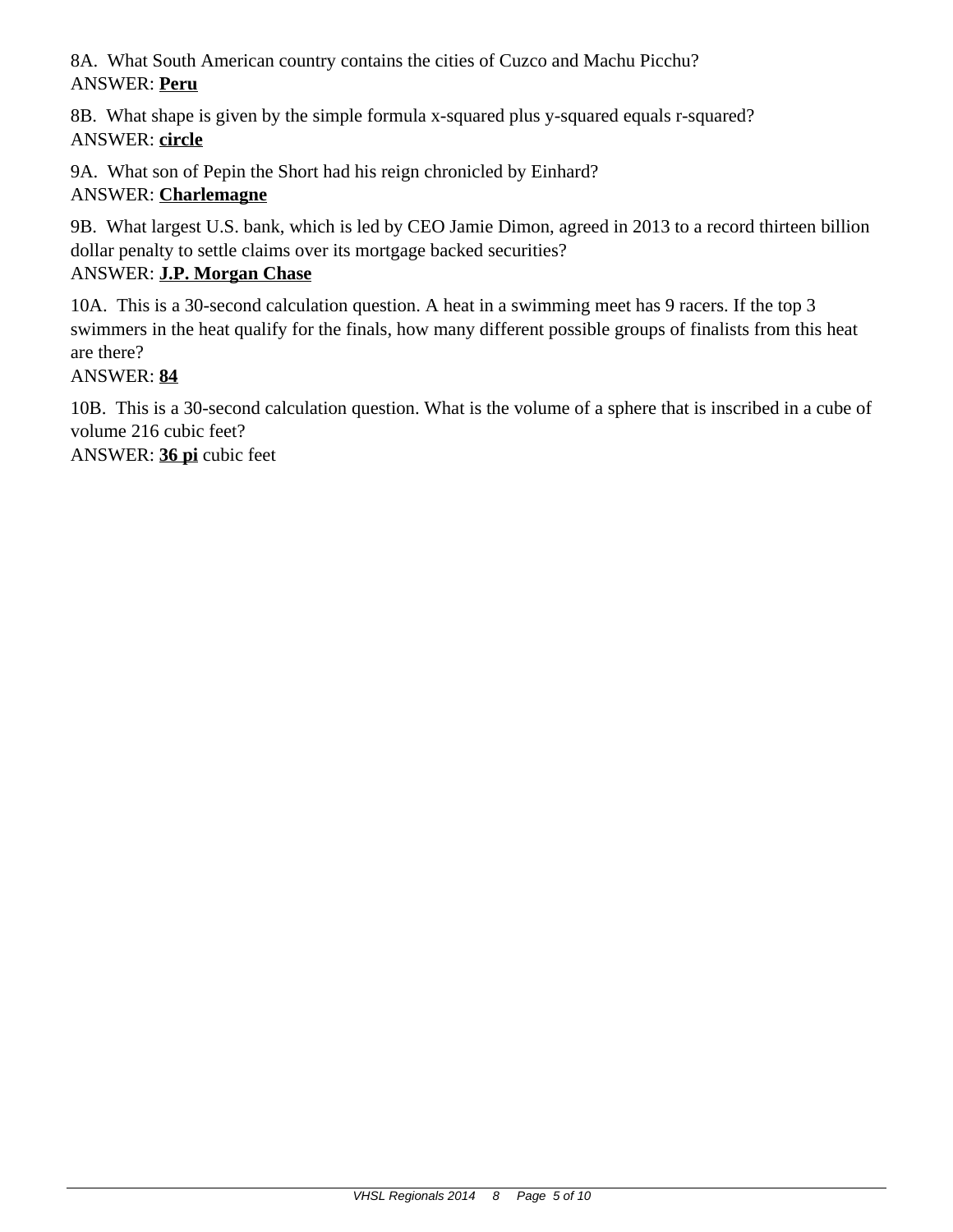8A. What South American country contains the cities of Cuzco and Machu Picchu?
ANSWER: **Peru**

8B. What shape is given by the simple formula x-squared plus y-squared equals r-squared?
ANSWER: **circle**

9A. What son of Pepin the Short had his reign chronicled by Einhard?
ANSWER: **Charlemagne**

9B. What largest U.S. bank, which is led by CEO Jamie Dimon, agreed in 2013 to a record thirteen billion dollar penalty to settle claims over its mortgage backed securities?
ANSWER: **J.P. Morgan Chase**

10A. This is a 30-second calculation question. A heat in a swimming meet has 9 racers. If the top 3 swimmers in the heat qualify for the finals, how many different possible groups of finalists from this heat are there?
ANSWER: **84**

10B. This is a 30-second calculation question. What is the volume of a sphere that is inscribed in a cube of volume 216 cubic feet?
ANSWER: **36 pi** cubic feet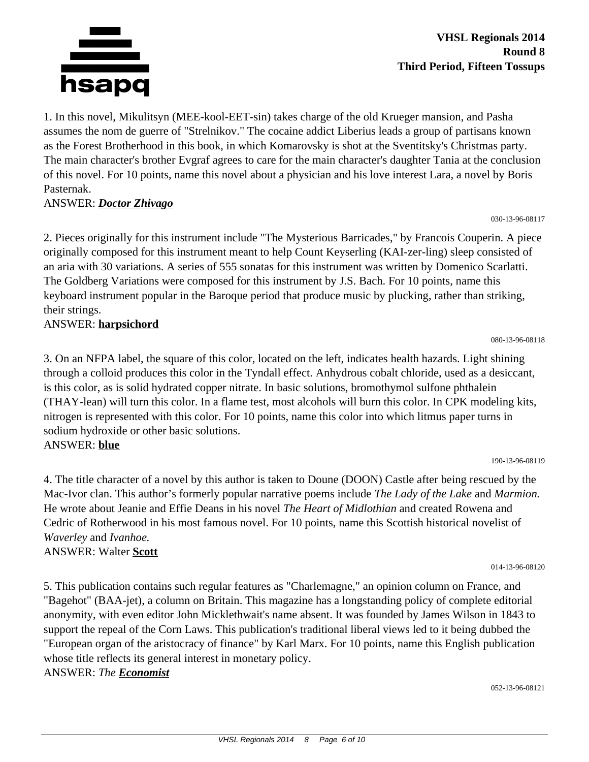**VHSL Regionals 2014**
**Round 8**
**Third Period, Fifteen Tossups**

1. In this novel, Mikulitsyn (MEE-kool-EET-sin) takes charge of the old Krueger mansion, and Pasha assumes the nom de guerre of "Strelnikov." The cocaine addict Liberius leads a group of partisans known as the Forest Brotherhood in this book, in which Komarovsky is shot at the Sventitsky's Christmas party. The main character's brother Evgraf agrees to care for the main character's daughter Tania at the conclusion of this novel. For 10 points, name this novel about a physician and his love interest Lara, a novel by Boris Pasternak.

ANSWER: ***Doctor Zhivago***

030-13-96-08117

2. Pieces originally for this instrument include "The Mysterious Barricades," by Francois Couperin. A piece originally composed for this instrument meant to help Count Keyserling (KAI-zer-ling) sleep consisted of an aria with 30 variations. A series of 555 sonatas for this instrument was written by Domenico Scarlatti. The Goldberg Variations were composed for this instrument by J.S. Bach. For 10 points, name this keyboard instrument popular in the Baroque period that produce music by plucking, rather than striking, their strings.

ANSWER: **harpsichord**

080-13-96-08118

3. On an NFPA label, the square of this color, located on the left, indicates health hazards. Light shining through a colloid produces this color in the Tyndall effect. Anhydrous cobalt chloride, used as a desiccant, is this color, as is solid hydrated copper nitrate. In basic solutions, bromothymol sulfone phthalein (THAY-lean) will turn this color. In a flame test, most alcohols will burn this color. In CPK modeling kits, nitrogen is represented with this color. For 10 points, name this color into which litmus paper turns in sodium hydroxide or other basic solutions.

ANSWER: **blue**

190-13-96-08119

4. The title character of a novel by this author is taken to Doune (DOON) Castle after being rescued by the Mac-Ivor clan. This author's formerly popular narrative poems include *The Lady of the Lake* and *Marmion.* He wrote about Jeanie and Effie Deans in his novel *The Heart of Midlothian* and created Rowena and Cedric of Rotherwood in his most famous novel. For 10 points, name this Scottish historical novelist of *Waverley* and *Ivanhoe.*

ANSWER: Walter **Scott**

014-13-96-08120

5. This publication contains such regular features as "Charlemagne," an opinion column on France, and "Bagehot" (BAA-jet), a column on Britain. This magazine has a longstanding policy of complete editorial anonymity, with even editor John Micklethwait's name absent. It was founded by James Wilson in 1843 to support the repeal of the Corn Laws. This publication's traditional liberal views led to it being dubbed the "European organ of the aristocracy of finance" by Karl Marx. For 10 points, name this English publication whose title reflects its general interest in monetary policy.

ANSWER: *The **Economist***

052-13-96-08121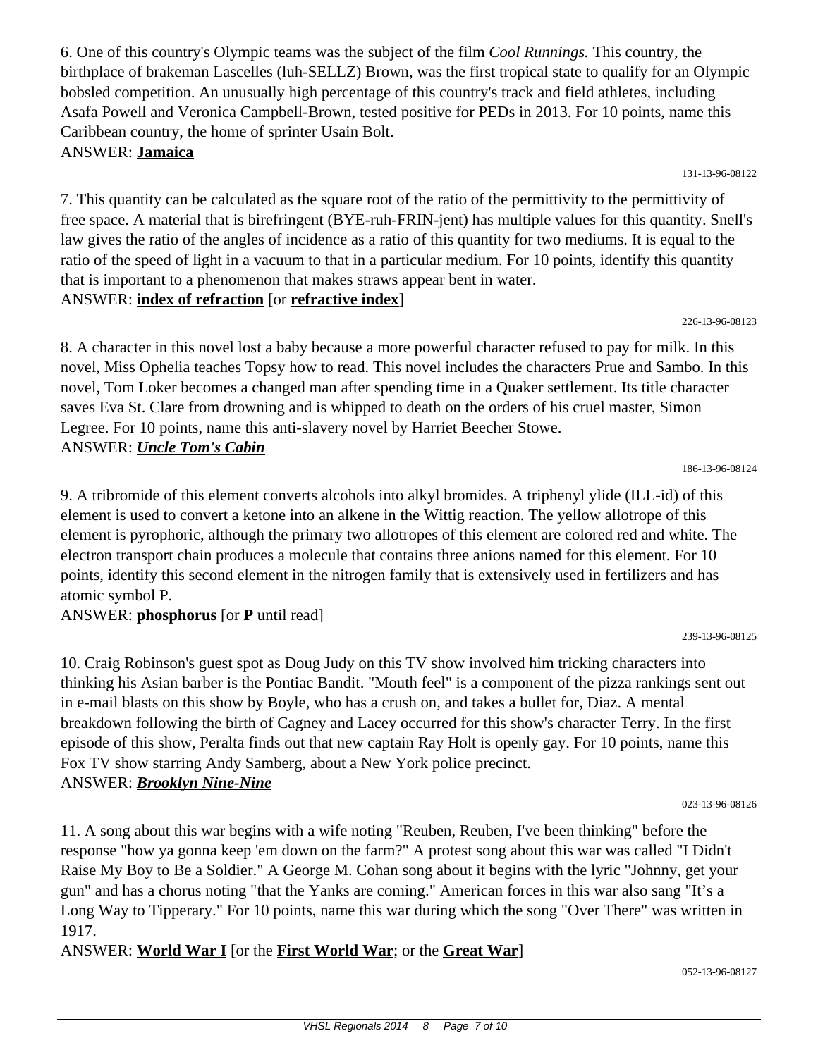6. One of this country's Olympic teams was the subject of the film *Cool Runnings.* This country, the birthplace of brakeman Lascelles (luh-SELLZ) Brown, was the first tropical state to qualify for an Olympic bobsled competition. An unusually high percentage of this country's track and field athletes, including Asafa Powell and Veronica Campbell-Brown, tested positive for PEDs in 2013. For 10 points, name this Caribbean country, the home of sprinter Usain Bolt.
ANSWER: **Jamaica**

131-13-96-08122

7. This quantity can be calculated as the square root of the ratio of the permittivity to the permittivity of free space. A material that is birefringent (BYE-ruh-FRIN-jent) has multiple values for this quantity. Snell's law gives the ratio of the angles of incidence as a ratio of this quantity for two mediums. It is equal to the ratio of the speed of light in a vacuum to that in a particular medium. For 10 points, identify this quantity that is important to a phenomenon that makes straws appear bent in water.
ANSWER: **index of refraction** [or **refractive index**]

226-13-96-08123

8. A character in this novel lost a baby because a more powerful character refused to pay for milk. In this novel, Miss Ophelia teaches Topsy how to read. This novel includes the characters Prue and Sambo. In this novel, Tom Loker becomes a changed man after spending time in a Quaker settlement. Its title character saves Eva St. Clare from drowning and is whipped to death on the orders of his cruel master, Simon Legree. For 10 points, name this anti-slavery novel by Harriet Beecher Stowe.
ANSWER: ***Uncle Tom's Cabin***

186-13-96-08124

9. A tribromide of this element converts alcohols into alkyl bromides. A triphenyl ylide (ILL-id) of this element is used to convert a ketone into an alkene in the Wittig reaction. The yellow allotrope of this element is pyrophoric, although the primary two allotropes of this element are colored red and white. The electron transport chain produces a molecule that contains three anions named for this element. For 10 points, identify this second element in the nitrogen family that is extensively used in fertilizers and has atomic symbol P.
ANSWER: **phosphorus** [or **P** until read]

239-13-96-08125

10. Craig Robinson's guest spot as Doug Judy on this TV show involved him tricking characters into thinking his Asian barber is the Pontiac Bandit. "Mouth feel" is a component of the pizza rankings sent out in e-mail blasts on this show by Boyle, who has a crush on, and takes a bullet for, Diaz. A mental breakdown following the birth of Cagney and Lacey occurred for this show's character Terry. In the first episode of this show, Peralta finds out that new captain Ray Holt is openly gay. For 10 points, name this Fox TV show starring Andy Samberg, about a New York police precinct.
ANSWER: ***Brooklyn Nine-Nine***

023-13-96-08126

11. A song about this war begins with a wife noting "Reuben, Reuben, I've been thinking" before the response "how ya gonna keep 'em down on the farm?" A protest song about this war was called "I Didn't Raise My Boy to Be a Soldier." A George M. Cohan song about it begins with the lyric "Johnny, get your gun" and has a chorus noting "that the Yanks are coming." American forces in this war also sang "It's a Long Way to Tipperary." For 10 points, name this war during which the song "Over There" was written in 1917.
ANSWER: **World War I** [or the **First World War**; or the **Great War**]

052-13-96-08127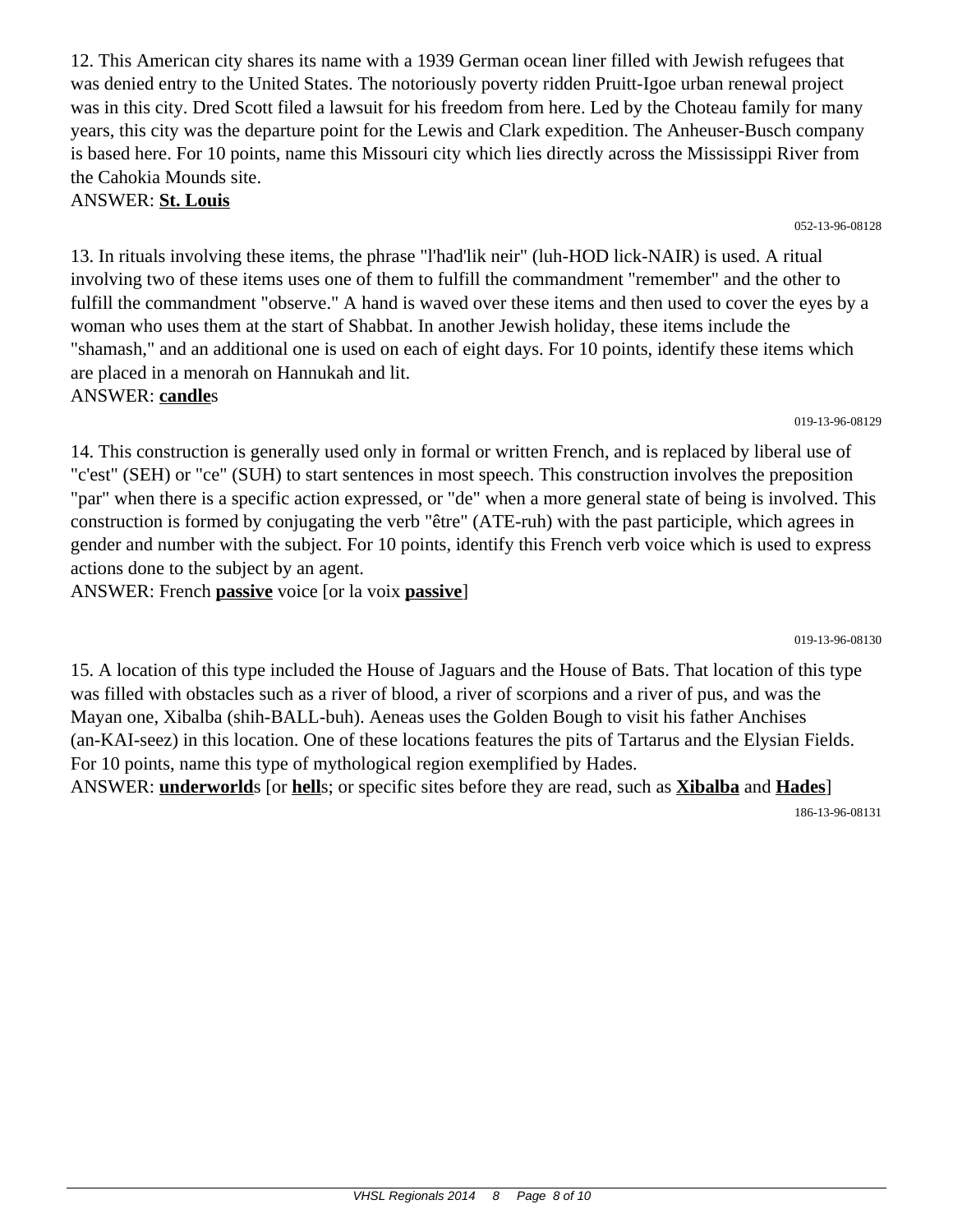12. This American city shares its name with a 1939 German ocean liner filled with Jewish refugees that was denied entry to the United States. The notoriously poverty ridden Pruitt-Igoe urban renewal project was in this city. Dred Scott filed a lawsuit for his freedom from here. Led by the Choteau family for many years, this city was the departure point for the Lewis and Clark expedition. The Anheuser-Busch company is based here. For 10 points, name this Missouri city which lies directly across the Mississippi River from the Cahokia Mounds site.
ANSWER: **St. Louis**

052-13-96-08128

13. In rituals involving these items, the phrase "l'had'lik neir" (luh-HOD lick-NAIR) is used. A ritual involving two of these items uses one of them to fulfill the commandment "remember" and the other to fulfill the commandment "observe." A hand is waved over these items and then used to cover the eyes by a woman who uses them at the start of Shabbat. In another Jewish holiday, these items include the "shamash," and an additional one is used on each of eight days. For 10 points, identify these items which are placed in a menorah on Hannukah and lit.
ANSWER: **candle**s

019-13-96-08129

14. This construction is generally used only in formal or written French, and is replaced by liberal use of "c'est" (SEH) or "ce" (SUH) to start sentences in most speech. This construction involves the preposition "par" when there is a specific action expressed, or "de" when a more general state of being is involved. This construction is formed by conjugating the verb "être" (ATE-ruh) with the past participle, which agrees in gender and number with the subject. For 10 points, identify this French verb voice which is used to express actions done to the subject by an agent.
ANSWER: French **passive** voice [or la voix **passive**]

019-13-96-08130

15. A location of this type included the House of Jaguars and the House of Bats. That location of this type was filled with obstacles such as a river of blood, a river of scorpions and a river of pus, and was the Mayan one, Xibalba (shih-BALL-buh). Aeneas uses the Golden Bough to visit his father Anchises (an-KAI-seez) in this location. One of these locations features the pits of Tartarus and the Elysian Fields. For 10 points, name this type of mythological region exemplified by Hades.
ANSWER: **underworld**s [or **hell**s; or specific sites before they are read, such as **Xibalba** and **Hades**]

186-13-96-08131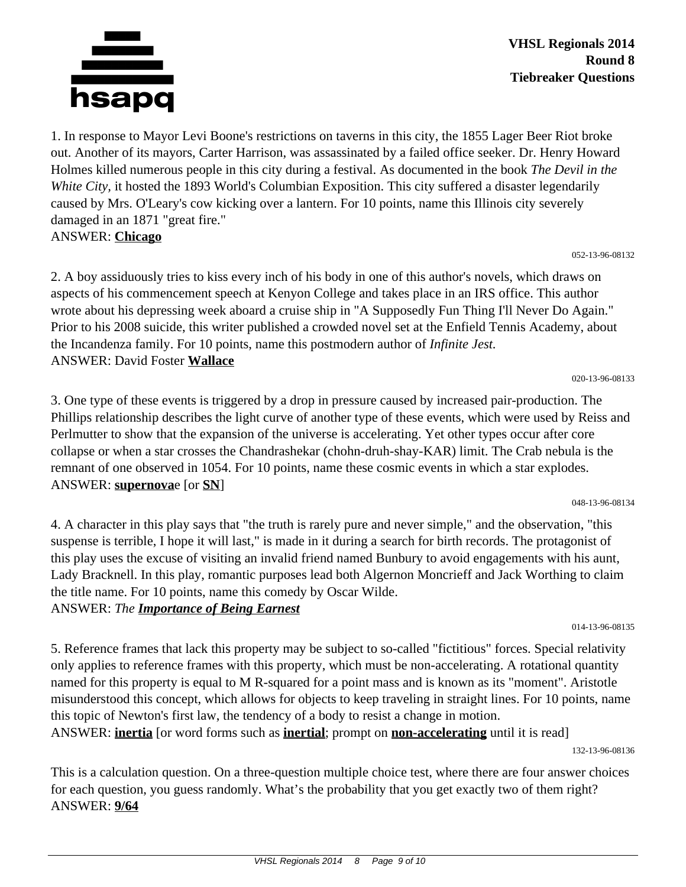# VHSL Regionals 2014
## Round 8
## Tiebreaker Questions

1. In response to Mayor Levi Boone's restrictions on taverns in this city, the 1855 Lager Beer Riot broke out. Another of its mayors, Carter Harrison, was assassinated by a failed office seeker. Dr. Henry Howard Holmes killed numerous people in this city during a festival. As documented in the book *The Devil in the White City,* it hosted the 1893 World's Columbian Exposition. This city suffered a disaster legendarily caused by Mrs. O'Leary's cow kicking over a lantern. For 10 points, name this Illinois city severely damaged in an 1871 "great fire."
ANSWER: **Chicago**

052-13-96-08132

2. A boy assiduously tries to kiss every inch of his body in one of this author's novels, which draws on aspects of his commencement speech at Kenyon College and takes place in an IRS office. This author wrote about his depressing week aboard a cruise ship in "A Supposedly Fun Thing I'll Never Do Again." Prior to his 2008 suicide, this writer published a crowded novel set at the Enfield Tennis Academy, about the Incandenza family. For 10 points, name this postmodern author of *Infinite Jest.*
ANSWER: David Foster **Wallace**

020-13-96-08133

3. One type of these events is triggered by a drop in pressure caused by increased pair-production. The Phillips relationship describes the light curve of another type of these events, which were used by Reiss and Perlmutter to show that the expansion of the universe is accelerating. Yet other types occur after core collapse or when a star crosses the Chandrashekar (chohn-druh-shay-KAR) limit. The Crab nebula is the remnant of one observed in 1054. For 10 points, name these cosmic events in which a star explodes.
ANSWER: **supernova**e [or **SN**]

048-13-96-08134

4. A character in this play says that "the truth is rarely pure and never simple," and the observation, "this suspense is terrible, I hope it will last," is made in it during a search for birth records. The protagonist of this play uses the excuse of visiting an invalid friend named Bunbury to avoid engagements with his aunt, Lady Bracknell. In this play, romantic purposes lead both Algernon Moncrieff and Jack Worthing to claim the title name. For 10 points, name this comedy by Oscar Wilde.
ANSWER: *The **Importance of Being Earnest***

014-13-96-08135

5. Reference frames that lack this property may be subject to so-called "fictitious" forces. Special relativity only applies to reference frames with this property, which must be non-accelerating. A rotational quantity named for this property is equal to M R-squared for a point mass and is known as its "moment". Aristotle misunderstood this concept, which allows for objects to keep traveling in straight lines. For 10 points, name this topic of Newton's first law, the tendency of a body to resist a change in motion.
ANSWER: **inertia** [or word forms such as **inertial**; prompt on **non-accelerating** until it is read]

132-13-96-08136

This is a calculation question. On a three-question multiple choice test, where there are four answer choices for each question, you guess randomly. What's the probability that you get exactly two of them right?
ANSWER: **9/64**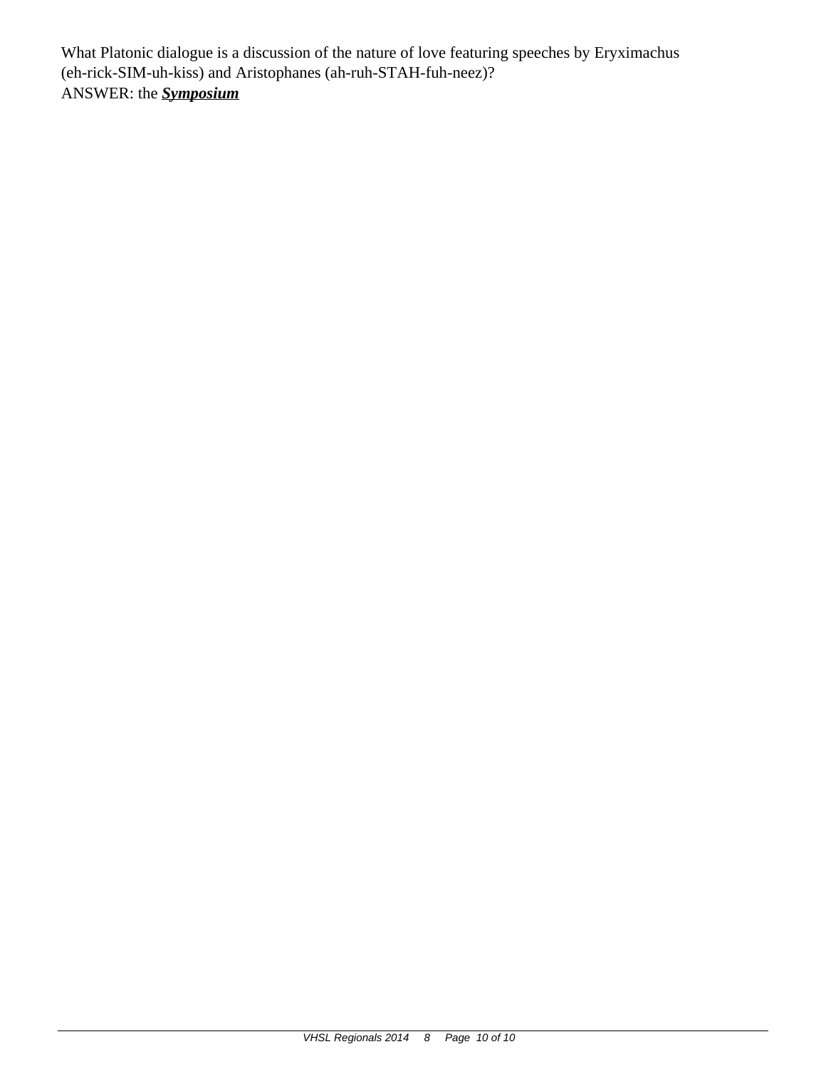What Platonic dialogue is a discussion of the nature of love featuring speeches by Eryximachus (eh-rick-SIM-uh-kiss) and Aristophanes (ah-ruh-STAH-fuh-neez)?
ANSWER: the ***Symposium***